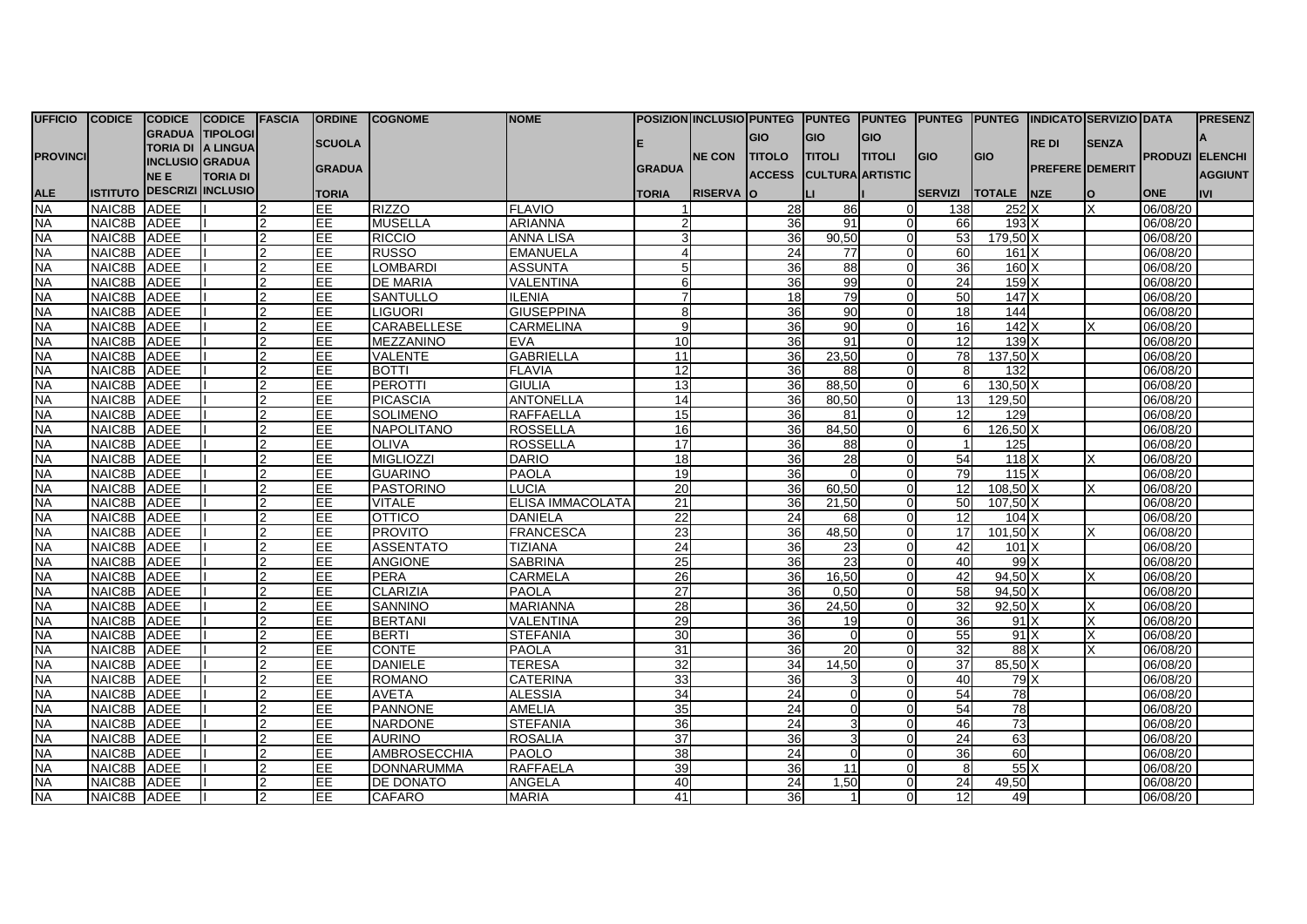| UFFICIO PROVINCIALE | CODICE ISTITUTO | CODICE GRADUATORIA DI INCLUSIONE E DESCRIZIONE | CODICE TIPOLOGIA LINGUA GRADUATORIA DI INCLUSIONE | FASCIA | ORDINE SCUOLA GRADUATORIA | COGNOME | NOME | POSIZIONE GRADUATORIA | INCLUSIONE CON RISERVA | PUNTEGGIO TITOLO ACCESSO | PUNTEGGIO TITOLI CULTURALI | PUNTEGGIO TITOLI ARTISTICI | PUNTEGGIO SERVIZI | PUNTEGGIO TOTALE | INDICATORE DI PREFERENZE | SERVIZIO SENZA DEMERITO | DATA PRODUZIONE | PRESENZA ELENCHI AGGIUNTIVI |
|---|---|---|---|---|---|---|---|---|---|---|---|---|---|---|---|---|---|---|
| NA | NAIC8B | ADEE | I | 2 | EE | RIZZO | FLAVIO | 1 | | 28 | 86 | 0 | 138 | 252 | X | X | 06/08/20 | |
| NA | NAIC8B | ADEE | I | 2 | EE | MUSELLA | ARIANNA | 2 | | 36 | 91 | 0 | 66 | 193 | X | | 06/08/20 | |
| NA | NAIC8B | ADEE | I | 2 | EE | RICCIO | ANNA LISA | 3 | | 36 | 90,50 | 0 | 53 | 179,50 | X | | 06/08/20 | |
| NA | NAIC8B | ADEE | I | 2 | EE | RUSSO | EMANUELA | 4 | | 24 | 77 | 0 | 60 | 161 | X | | 06/08/20 | |
| NA | NAIC8B | ADEE | I | 2 | EE | LOMBARDI | ASSUNTA | 5 | | 36 | 88 | 0 | 36 | 160 | X | | 06/08/20 | |
| NA | NAIC8B | ADEE | I | 2 | EE | DE MARIA | VALENTINA | 6 | | 36 | 99 | 0 | 24 | 159 | X | | 06/08/20 | |
| NA | NAIC8B | ADEE | I | 2 | EE | SANTULLO | ILENIA | 7 | | 18 | 79 | 0 | 50 | 147 | X | | 06/08/20 | |
| NA | NAIC8B | ADEE | I | 2 | EE | LIGUORI | GIUSEPPINA | 8 | | 36 | 90 | 0 | 18 | 144 | | | 06/08/20 | |
| NA | NAIC8B | ADEE | I | 2 | EE | CARABELLESE | CARMELINA | 9 | | 36 | 90 | 0 | 16 | 142 | X | X | 06/08/20 | |
| NA | NAIC8B | ADEE | I | 2 | EE | MEZZANINO | EVA | 10 | | 36 | 91 | 0 | 12 | 139 | X | | 06/08/20 | |
| NA | NAIC8B | ADEE | I | 2 | EE | VALENTE | GABRIELLA | 11 | | 36 | 23,50 | 0 | 78 | 137,50 | X | | 06/08/20 | |
| NA | NAIC8B | ADEE | I | 2 | EE | BOTTI | FLAVIA | 12 | | 36 | 88 | 0 | 8 | 132 | | | 06/08/20 | |
| NA | NAIC8B | ADEE | I | 2 | EE | PEROTTI | GIULIA | 13 | | 36 | 88,50 | 0 | 6 | 130,50 | X | | 06/08/20 | |
| NA | NAIC8B | ADEE | I | 2 | EE | PICASCIA | ANTONELLA | 14 | | 36 | 80,50 | 0 | 13 | 129,50 | | | 06/08/20 | |
| NA | NAIC8B | ADEE | I | 2 | EE | SOLIMENO | RAFFAELLA | 15 | | 36 | 81 | 0 | 12 | 129 | | | 06/08/20 | |
| NA | NAIC8B | ADEE | I | 2 | EE | NAPOLITANO | ROSSELLA | 16 | | 36 | 84,50 | 0 | 6 | 126,50 | X | | 06/08/20 | |
| NA | NAIC8B | ADEE | I | 2 | EE | OLIVA | ROSSELLA | 17 | | 36 | 88 | 0 | 1 | 125 | | | 06/08/20 | |
| NA | NAIC8B | ADEE | I | 2 | EE | MIGLIOZZI | DARIO | 18 | | 36 | 28 | 0 | 54 | 118 | X | X | 06/08/20 | |
| NA | NAIC8B | ADEE | I | 2 | EE | GUARINO | PAOLA | 19 | | 36 | 0 | 0 | 79 | 115 | X | | 06/08/20 | |
| NA | NAIC8B | ADEE | I | 2 | EE | PASTORINO | LUCIA | 20 | | 36 | 60,50 | 0 | 12 | 108,50 | X | X | 06/08/20 | |
| NA | NAIC8B | ADEE | I | 2 | EE | VITALE | ELISA IMMACOLATA | 21 | | 36 | 21,50 | 0 | 50 | 107,50 | X | | 06/08/20 | |
| NA | NAIC8B | ADEE | I | 2 | EE | OTTICO | DANIELA | 22 | | 24 | 68 | 0 | 12 | 104 | X | | 06/08/20 | |
| NA | NAIC8B | ADEE | I | 2 | EE | PROVITO | FRANCESCA | 23 | | 36 | 48,50 | 0 | 17 | 101,50 | X | X | 06/08/20 | |
| NA | NAIC8B | ADEE | I | 2 | EE | ASSENTATO | TIZIANA | 24 | | 36 | 23 | 0 | 42 | 101 | X | | 06/08/20 | |
| NA | NAIC8B | ADEE | I | 2 | EE | ANGIONE | SABRINA | 25 | | 36 | 23 | 0 | 40 | 99 | X | | 06/08/20 | |
| NA | NAIC8B | ADEE | I | 2 | EE | PERA | CARMELA | 26 | | 36 | 16,50 | 0 | 42 | 94,50 | X | X | 06/08/20 | |
| NA | NAIC8B | ADEE | I | 2 | EE | CLARIZIA | PAOLA | 27 | | 36 | 0,50 | 0 | 58 | 94,50 | X | | 06/08/20 | |
| NA | NAIC8B | ADEE | I | 2 | EE | SANNINO | MARIANNA | 28 | | 36 | 24,50 | 0 | 32 | 92,50 | X | X | 06/08/20 | |
| NA | NAIC8B | ADEE | I | 2 | EE | BERTANI | VALENTINA | 29 | | 36 | 19 | 0 | 36 | 91 | X | X | 06/08/20 | |
| NA | NAIC8B | ADEE | I | 2 | EE | BERTI | STEFANIA | 30 | | 36 | 0 | 0 | 55 | 91 | X | X | 06/08/20 | |
| NA | NAIC8B | ADEE | I | 2 | EE | CONTE | PAOLA | 31 | | 36 | 20 | 0 | 32 | 88 | X | X | 06/08/20 | |
| NA | NAIC8B | ADEE | I | 2 | EE | DANIELE | TERESA | 32 | | 34 | 14,50 | 0 | 37 | 85,50 | X | | 06/08/20 | |
| NA | NAIC8B | ADEE | I | 2 | EE | ROMANO | CATERINA | 33 | | 36 | 3 | 0 | 40 | 79 | X | | 06/08/20 | |
| NA | NAIC8B | ADEE | I | 2 | EE | AVETA | ALESSIA | 34 | | 24 | 0 | 0 | 54 | 78 | | | 06/08/20 | |
| NA | NAIC8B | ADEE | I | 2 | EE | PANNONE | AMELIA | 35 | | 24 | 0 | 0 | 54 | 78 | | | 06/08/20 | |
| NA | NAIC8B | ADEE | I | 2 | EE | NARDONE | STEFANIA | 36 | | 24 | 3 | 0 | 46 | 73 | | | 06/08/20 | |
| NA | NAIC8B | ADEE | I | 2 | EE | AURINO | ROSALIA | 37 | | 36 | 3 | 0 | 24 | 63 | | | 06/08/20 | |
| NA | NAIC8B | ADEE | I | 2 | EE | AMBROSECCHIA | PAOLO | 38 | | 24 | 0 | 0 | 36 | 60 | | | 06/08/20 | |
| NA | NAIC8B | ADEE | I | 2 | EE | DONNARUMMA | RAFFAELA | 39 | | 36 | 11 | 0 | 8 | 55 | X | | 06/08/20 | |
| NA | NAIC8B | ADEE | I | 2 | EE | DE DONATO | ANGELA | 40 | | 24 | 1,50 | 0 | 24 | 49,50 | | | 06/08/20 | |
| NA | NAIC8B | ADEE | I | 2 | EE | CAFARO | MARIA | 41 | | 36 | 1 | 0 | 12 | 49 | | | 06/08/20 | |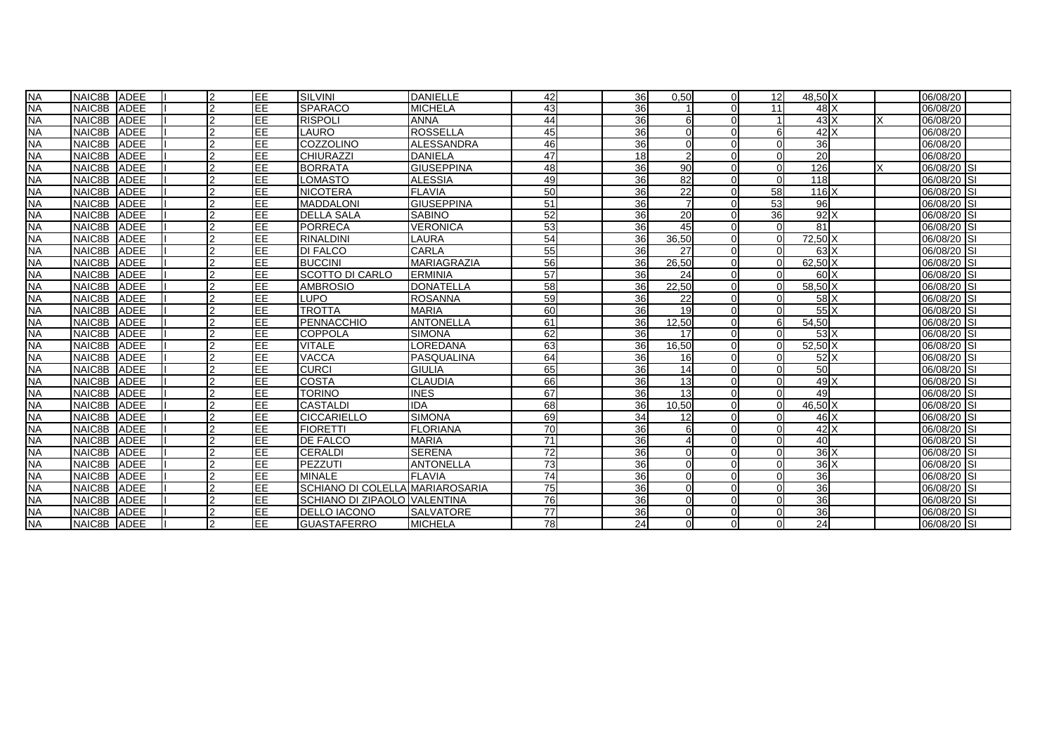| | | | | | | | | | | | | | | | | | | |
|---|---|---|---|---|---|---|---|---|---|---|---|---|---|---|---|---|---|---|
| NA | NAIC8B | ADEE | I | 2 | EE | SILVINI | DANIELLE | 42 | 36 | 0,50 | 0 | 12 | 48,50 | X | | 06/08/20 | |
| NA | NAIC8B | ADEE | I | 2 | EE | SPARACO | MICHELA | 43 | 36 | 1 | 0 | 11 | 48 | X | | 06/08/20 | |
| NA | NAIC8B | ADEE | I | 2 | EE | RISPOLI | ANNA | 44 | 36 | 6 | 0 | 1 | 43 | X | X | 06/08/20 | |
| NA | NAIC8B | ADEE | I | 2 | EE | LAURO | ROSSELLA | 45 | 36 | 0 | 0 | 6 | 42 | X | | 06/08/20 | |
| NA | NAIC8B | ADEE | I | 2 | EE | COZZOLINO | ALESSANDRA | 46 | 36 | 0 | 0 | 0 | 36 | | | 06/08/20 | |
| NA | NAIC8B | ADEE | I | 2 | EE | CHIURAZZI | DANIELA | 47 | 18 | 2 | 0 | 0 | 20 | | | 06/08/20 | |
| NA | NAIC8B | ADEE | I | 2 | EE | BORRATA | GIUSEPPINA | 48 | 36 | 90 | 0 | 0 | 126 | | X | 06/08/20 | SI |
| NA | NAIC8B | ADEE | I | 2 | EE | LOMASTO | ALESSIA | 49 | 36 | 82 | 0 | 0 | 118 | | | 06/08/20 | SI |
| NA | NAIC8B | ADEE | I | 2 | EE | NICOTERA | FLAVIA | 50 | 36 | 22 | 0 | 58 | 116 | X | | 06/08/20 | SI |
| NA | NAIC8B | ADEE | I | 2 | EE | MADDALONI | GIUSEPPINA | 51 | 36 | 7 | 0 | 53 | 96 | | | 06/08/20 | SI |
| NA | NAIC8B | ADEE | I | 2 | EE | DELLA SALA | SABINO | 52 | 36 | 20 | 0 | 36 | 92 | X | | 06/08/20 | SI |
| NA | NAIC8B | ADEE | I | 2 | EE | PORRECA | VERONICA | 53 | 36 | 45 | 0 | 0 | 81 | | | 06/08/20 | SI |
| NA | NAIC8B | ADEE | I | 2 | EE | RINALDINI | LAURA | 54 | 36 | 36,50 | 0 | 0 | 72,50 | X | | 06/08/20 | SI |
| NA | NAIC8B | ADEE | I | 2 | EE | DI FALCO | CARLA | 55 | 36 | 27 | 0 | 0 | 63 | X | | 06/08/20 | SI |
| NA | NAIC8B | ADEE | I | 2 | EE | BUCCINI | MARIAGRAZIA | 56 | 36 | 26,50 | 0 | 0 | 62,50 | X | | 06/08/20 | SI |
| NA | NAIC8B | ADEE | I | 2 | EE | SCOTTO DI CARLO | ERMINIA | 57 | 36 | 24 | 0 | 0 | 60 | X | | 06/08/20 | SI |
| NA | NAIC8B | ADEE | I | 2 | EE | AMBROSIO | DONATELLA | 58 | 36 | 22,50 | 0 | 0 | 58,50 | X | | 06/08/20 | SI |
| NA | NAIC8B | ADEE | I | 2 | EE | LUPO | ROSANNA | 59 | 36 | 22 | 0 | 0 | 58 | X | | 06/08/20 | SI |
| NA | NAIC8B | ADEE | I | 2 | EE | TROTTA | MARIA | 60 | 36 | 19 | 0 | 0 | 55 | X | | 06/08/20 | SI |
| NA | NAIC8B | ADEE | I | 2 | EE | PENNACCHIO | ANTONELLA | 61 | 36 | 12,50 | 0 | 6 | 54,50 | | | 06/08/20 | SI |
| NA | NAIC8B | ADEE | I | 2 | EE | COPPOLA | SIMONA | 62 | 36 | 17 | 0 | 0 | 53 | X | | 06/08/20 | SI |
| NA | NAIC8B | ADEE | I | 2 | EE | VITALE | LOREDANA | 63 | 36 | 16,50 | 0 | 0 | 52,50 | X | | 06/08/20 | SI |
| NA | NAIC8B | ADEE | I | 2 | EE | VACCA | PASQUALINA | 64 | 36 | 16 | 0 | 0 | 52 | X | | 06/08/20 | SI |
| NA | NAIC8B | ADEE | I | 2 | EE | CURCI | GIULIA | 65 | 36 | 14 | 0 | 0 | 50 | | | 06/08/20 | SI |
| NA | NAIC8B | ADEE | I | 2 | EE | COSTA | CLAUDIA | 66 | 36 | 13 | 0 | 0 | 49 | X | | 06/08/20 | SI |
| NA | NAIC8B | ADEE | I | 2 | EE | TORINO | INES | 67 | 36 | 13 | 0 | 0 | 49 | | | 06/08/20 | SI |
| NA | NAIC8B | ADEE | I | 2 | EE | CASTALDI | IDA | 68 | 36 | 10,50 | 0 | 0 | 46,50 | X | | 06/08/20 | SI |
| NA | NAIC8B | ADEE | I | 2 | EE | CICCARIELLO | SIMONA | 69 | 34 | 12 | 0 | 0 | 46 | X | | 06/08/20 | SI |
| NA | NAIC8B | ADEE | I | 2 | EE | FIORETTI | FLORIANA | 70 | 36 | 6 | 0 | 0 | 42 | X | | 06/08/20 | SI |
| NA | NAIC8B | ADEE | I | 2 | EE | DE FALCO | MARIA | 71 | 36 | 4 | 0 | 0 | 40 | | | 06/08/20 | SI |
| NA | NAIC8B | ADEE | I | 2 | EE | CERALDI | SERENA | 72 | 36 | 0 | 0 | 0 | 36 | X | | 06/08/20 | SI |
| NA | NAIC8B | ADEE | I | 2 | EE | PEZZUTI | ANTONELLA | 73 | 36 | 0 | 0 | 0 | 36 | X | | 06/08/20 | SI |
| NA | NAIC8B | ADEE | I | 2 | EE | MINALE | FLAVIA | 74 | 36 | 0 | 0 | 0 | 36 | | | 06/08/20 | SI |
| NA | NAIC8B | ADEE | I | 2 | EE | SCHIANO DI COLELLA | MARIAROSARIA | 75 | 36 | 0 | 0 | 0 | 36 | | | 06/08/20 | SI |
| NA | NAIC8B | ADEE | I | 2 | EE | SCHIANO DI ZIPAOLO | VALENTINA | 76 | 36 | 0 | 0 | 0 | 36 | | | 06/08/20 | SI |
| NA | NAIC8B | ADEE | I | 2 | EE | DELLO IACONO | SALVATORE | 77 | 36 | 0 | 0 | 0 | 36 | | | 06/08/20 | SI |
| NA | NAIC8B | ADEE | I | 2 | EE | GUASTAFERRO | MICHELA | 78 | 24 | 0 | 0 | 0 | 24 | | | 06/08/20 | SI |